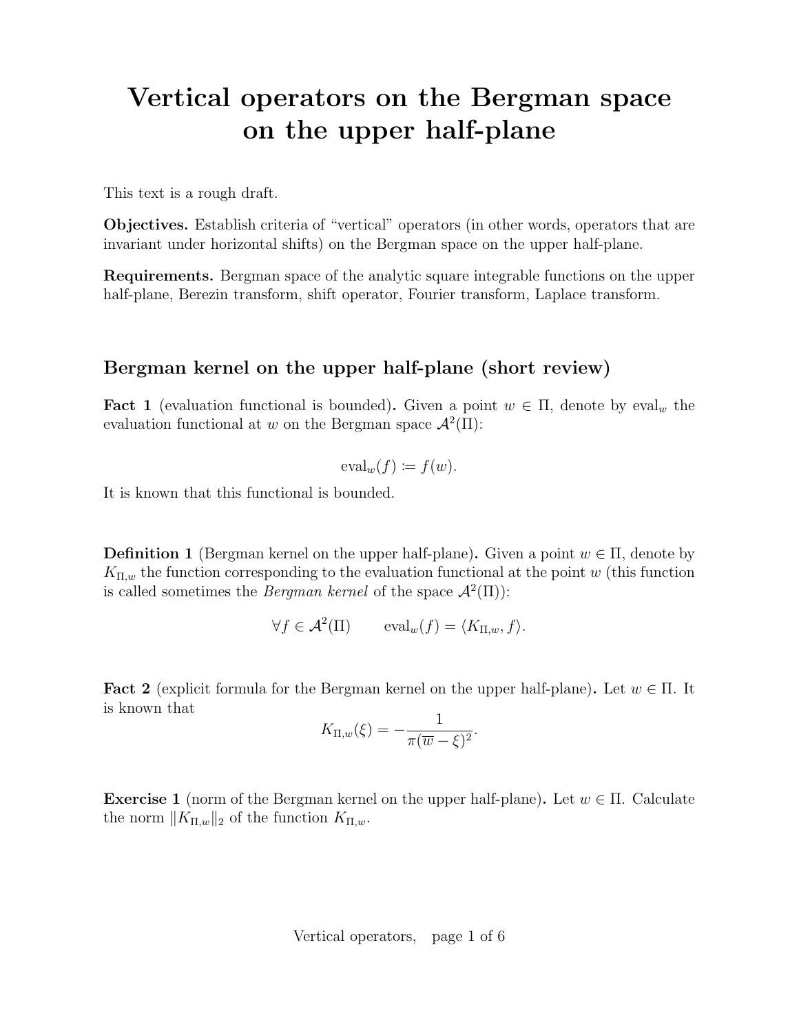# Vertical operators on the Bergman space on the upper half-plane

This text is a rough draft.

**Objectives.** Establish criteria of "vertical" operators (in other words, operators that are invariant under horizontal shifts) on the Bergman space on the upper half-plane.

**Requirements.** Bergman space of the analytic square integrable functions on the upper half-plane, Berezin transform, shift operator, Fourier transform, Laplace transform.

## Bergman kernel on the upper half-plane (short review)

**Fact 1** (evaluation functional is bounded)**.** Given a point $w \in \Pi$, denote by $\operatorname{eval}_w$ the evaluation functional at $w$ on the Bergman space $\mathcal{A}^2(\Pi)$:

$$\operatorname{eval}_w(f) \coloneqq f(w).$$

It is known that this functional is bounded.

**Definition 1** (Bergman kernel on the upper half-plane)**.** Given a point $w \in \Pi$, denote by $K_{\Pi,w}$ the function corresponding to the evaluation functional at the point $w$ (this function is called sometimes the *Bergman kernel* of the space $\mathcal{A}^2(\Pi)$):

$$\forall f \in \mathcal{A}^2(\Pi) \qquad \operatorname{eval}_w(f) = \langle K_{\Pi,w}, f \rangle.$$

**Fact 2** (explicit formula for the Bergman kernel on the upper half-plane)**.** Let $w \in \Pi$. It is known that

$$K_{\Pi,w}(\xi) = -\frac{1}{\pi(\overline{w} - \xi)^2}.$$

**Exercise 1** (norm of the Bergman kernel on the upper half-plane)**.** Let $w \in \Pi$. Calculate the norm $\|K_{\Pi,w}\|_2$ of the function $K_{\Pi,w}$.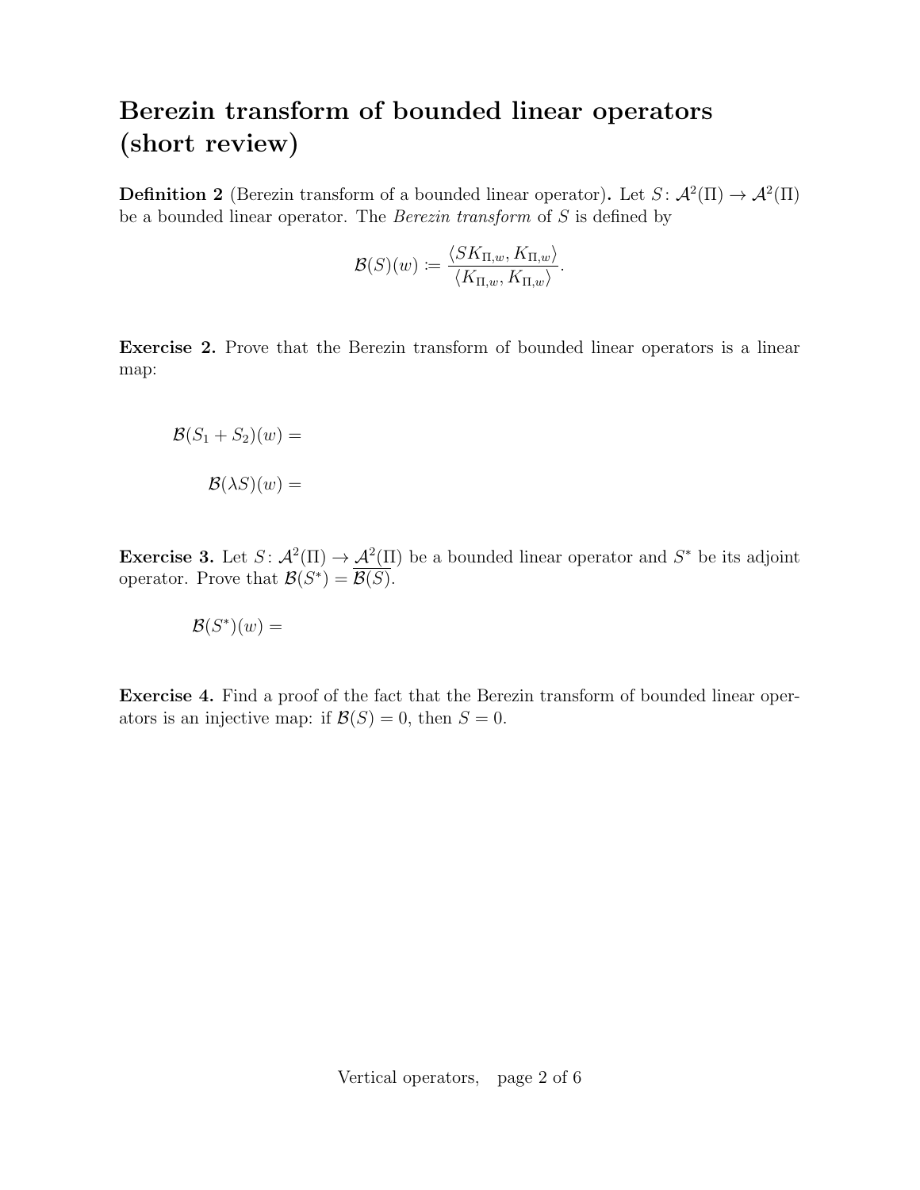# Berezin transform of bounded linear operators (short review)

**Definition 2** (Berezin transform of a bounded linear operator)**.** Let $S\colon \mathcal{A}^2(\Pi) \to \mathcal{A}^2(\Pi)$ be a bounded linear operator. The *Berezin transform* of $S$ is defined by

$$\mathcal{B}(S)(w) \coloneqq \frac{\langle SK_{\Pi,w}, K_{\Pi,w}\rangle}{\langle K_{\Pi,w}, K_{\Pi,w}\rangle}.$$

**Exercise 2.** Prove that the Berezin transform of bounded linear operators is a linear map:

$$\mathcal{B}(S_1 + S_2)(w) =$$

$$\mathcal{B}(\lambda S)(w) =$$

**Exercise 3.** Let $S\colon \mathcal{A}^2(\Pi) \to \mathcal{A}^2(\Pi)$ be a bounded linear operator and $S^*$ be its adjoint operator. Prove that $\mathcal{B}(S^*) = \overline{\mathcal{B}(S)}$.

$$\mathcal{B}(S^*)(w) =$$

**Exercise 4.** Find a proof of the fact that the Berezin transform of bounded linear operators is an injective map: if $\mathcal{B}(S) = 0$, then $S = 0$.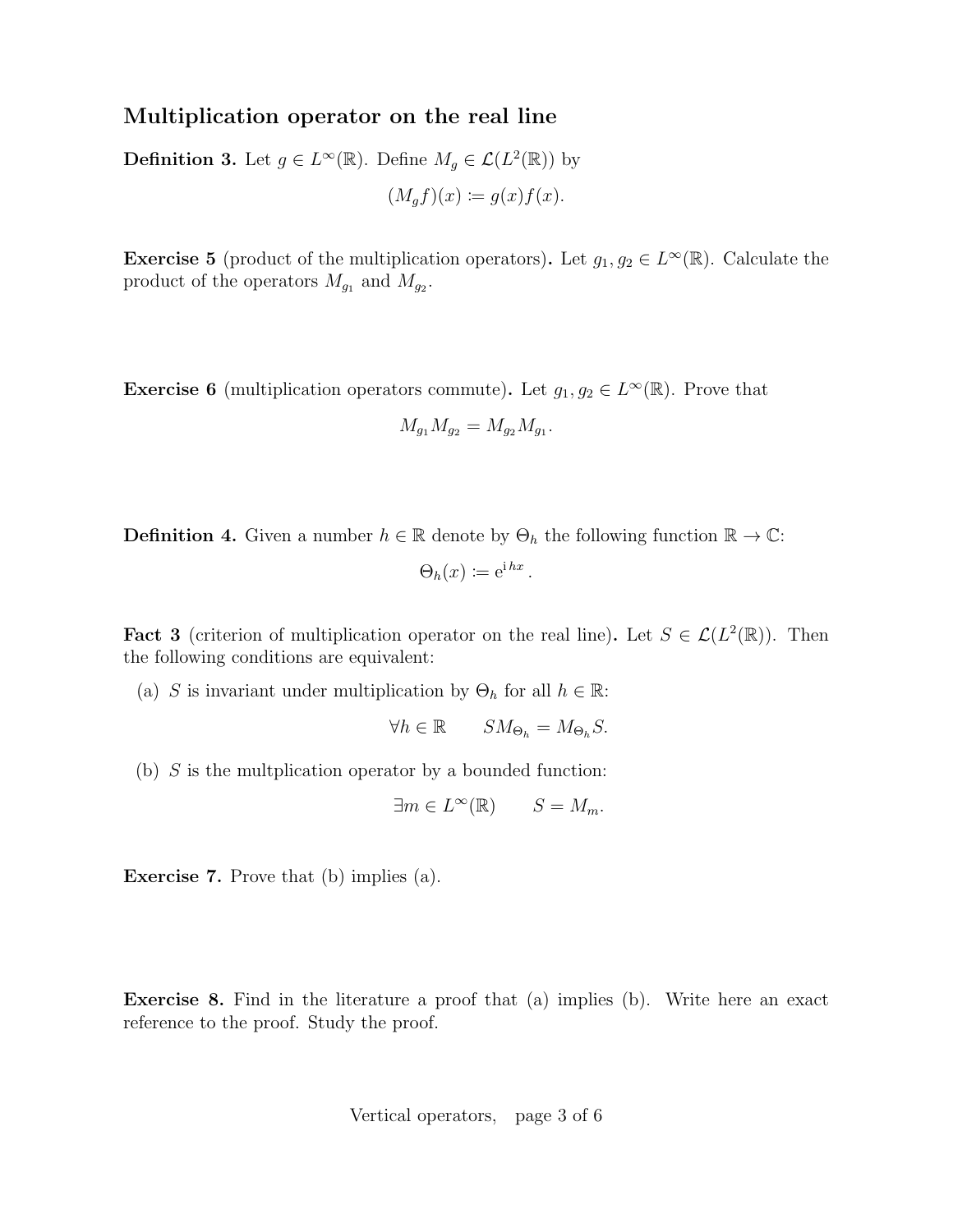## Multiplication operator on the real line

**Definition 3.** Let $g \in L^\infty(\mathbb{R})$. Define $M_g \in \mathcal{L}(L^2(\mathbb{R}))$ by

$$(M_g f)(x) := g(x) f(x).$$

**Exercise 5** (product of the multiplication operators)**.** Let $g_1, g_2 \in L^\infty(\mathbb{R})$. Calculate the product of the operators $M_{g_1}$ and $M_{g_2}$.

**Exercise 6** (multiplication operators commute)**.** Let $g_1, g_2 \in L^\infty(\mathbb{R})$. Prove that

$$M_{g_1} M_{g_2} = M_{g_2} M_{g_1}.$$

**Definition 4.** Given a number $h \in \mathbb{R}$ denote by $\Theta_h$ the following function $\mathbb{R} \to \mathbb{C}$:

$$\Theta_h(x) := \mathrm{e}^{\mathrm{i}\, hx}.$$

**Fact 3** (criterion of multiplication operator on the real line)**.** Let $S \in \mathcal{L}(L^2(\mathbb{R}))$. Then the following conditions are equivalent:

(a) $S$ is invariant under multiplication by $\Theta_h$ for all $h \in \mathbb{R}$:

$$\forall h \in \mathbb{R} \qquad S M_{\Theta_h} = M_{\Theta_h} S.$$

(b) $S$ is the multplication operator by a bounded function:

$$\exists m \in L^\infty(\mathbb{R}) \qquad S = M_m.$$

**Exercise 7.** Prove that (b) implies (a).

**Exercise 8.** Find in the literature a proof that (a) implies (b). Write here an exact reference to the proof. Study the proof.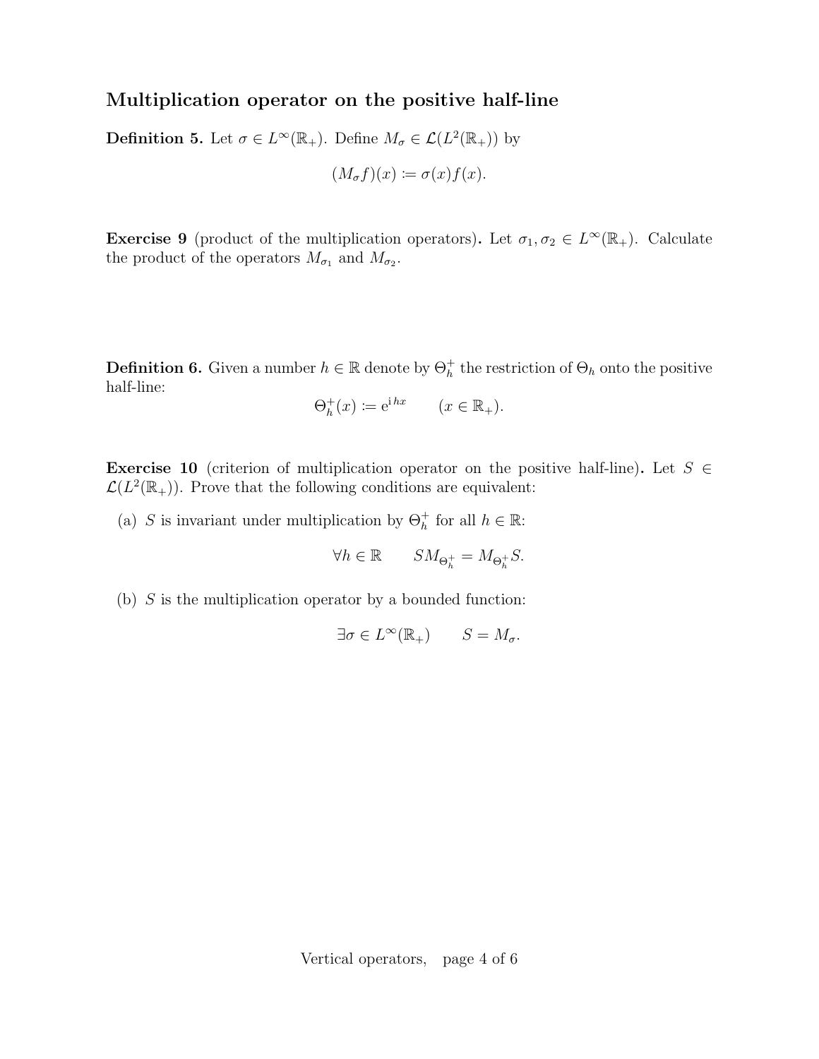## Multiplication operator on the positive half-line

**Definition 5.** Let $\sigma \in L^\infty(\mathbb{R}_+)$. Define $M_\sigma \in \mathcal{L}(L^2(\mathbb{R}_+))$ by

$$(M_\sigma f)(x) \coloneqq \sigma(x) f(x).$$

**Exercise 9** (product of the multiplication operators)**.** Let $\sigma_1, \sigma_2 \in L^\infty(\mathbb{R}_+)$. Calculate the product of the operators $M_{\sigma_1}$ and $M_{\sigma_2}$.

**Definition 6.** Given a number $h \in \mathbb{R}$ denote by $\Theta_h^+$ the restriction of $\Theta_h$ onto the positive half-line:

$$\Theta_h^+(x) \coloneqq \mathrm{e}^{\mathrm{i}\,hx} \qquad (x \in \mathbb{R}_+).$$

**Exercise 10** (criterion of multiplication operator on the positive half-line)**.** Let $S \in \mathcal{L}(L^2(\mathbb{R}_+))$. Prove that the following conditions are equivalent:

(a) $S$ is invariant under multiplication by $\Theta_h^+$ for all $h \in \mathbb{R}$:

$$\forall h \in \mathbb{R} \qquad S M_{\Theta_h^+} = M_{\Theta_h^+} S.$$

(b) $S$ is the multiplication operator by a bounded function:

$$\exists \sigma \in L^\infty(\mathbb{R}_+) \qquad S = M_\sigma.$$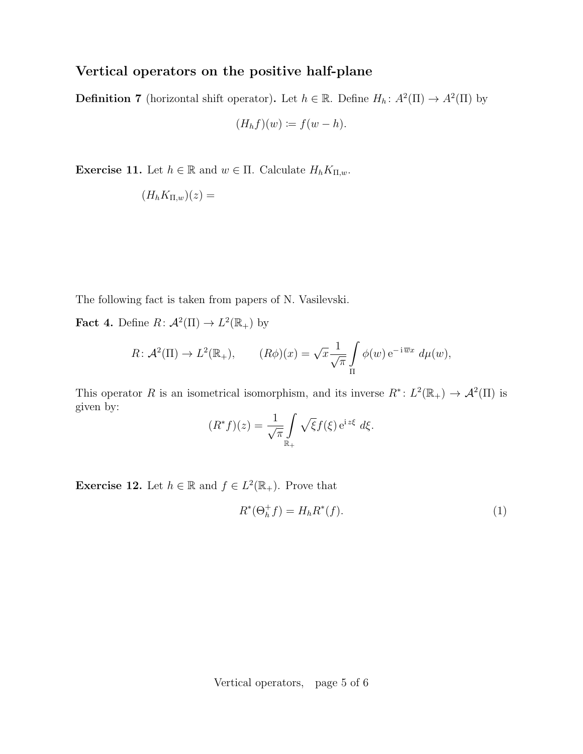### Vertical operators on the positive half-plane

**Definition 7** (horizontal shift operator)**.** Let $h \in \mathbb{R}$. Define $H_h \colon A^2(\Pi) \to A^2(\Pi)$ by

$$(H_h f)(w) \coloneqq f(w - h).$$

**Exercise 11.** Let $h \in \mathbb{R}$ and $w \in \Pi$. Calculate $H_h K_{\Pi,w}$.

$$(H_h K_{\Pi,w})(z) =$$

The following fact is taken from papers of N. Vasilevski.

**Fact 4.** Define $R \colon \mathcal{A}^2(\Pi) \to L^2(\mathbb{R}_+)$ by

$$R \colon \mathcal{A}^2(\Pi) \to L^2(\mathbb{R}_+), \qquad (R\phi)(x) = \sqrt{x}\,\frac{1}{\sqrt{\pi}} \int\limits_{\Pi} \phi(w)\,\mathrm{e}^{-\mathrm{i}\,\overline{w}x}\; d\mu(w),$$

This operator $R$ is an isometrical isomorphism, and its inverse $R^* \colon L^2(\mathbb{R}_+) \to \mathcal{A}^2(\Pi)$ is given by:

$$(R^* f)(z) = \frac{1}{\sqrt{\pi}} \int\limits_{\mathbb{R}_+} \sqrt{\xi} f(\xi)\,\mathrm{e}^{\mathrm{i}\,z\xi}\; d\xi.$$

**Exercise 12.** Let $h \in \mathbb{R}$ and $f \in L^2(\mathbb{R}_+)$. Prove that

$$R^*(\Theta_h^+ f) = H_h R^*(f). \tag{1}$$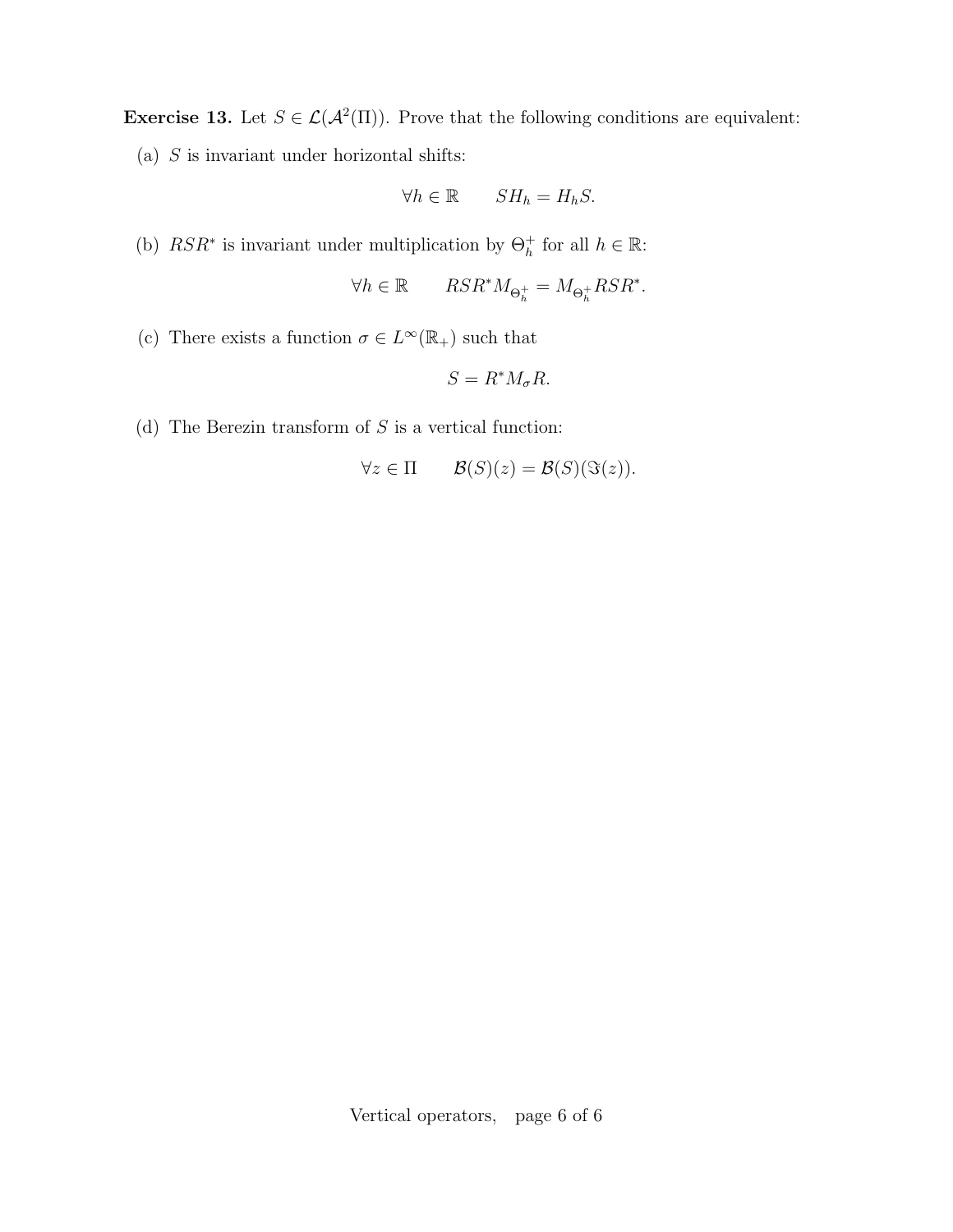**Exercise 13.** Let $S \in \mathcal{L}(\mathcal{A}^2(\Pi))$. Prove that the following conditions are equivalent:

(a) $S$ is invariant under horizontal shifts:

$$\forall h \in \mathbb{R} \qquad SH_h = H_h S.$$

(b) $RSR^*$ is invariant under multiplication by $\Theta_h^+$ for all $h \in \mathbb{R}$:

$$\forall h \in \mathbb{R} \qquad RSR^* M_{\Theta_h^+} = M_{\Theta_h^+} RSR^*.$$

(c) There exists a function $\sigma \in L^\infty(\mathbb{R}_+)$ such that

$$S = R^* M_\sigma R.$$

(d) The Berezin transform of $S$ is a vertical function:

$$\forall z \in \Pi \qquad \mathcal{B}(S)(z) = \mathcal{B}(S)(\Im(z)).$$